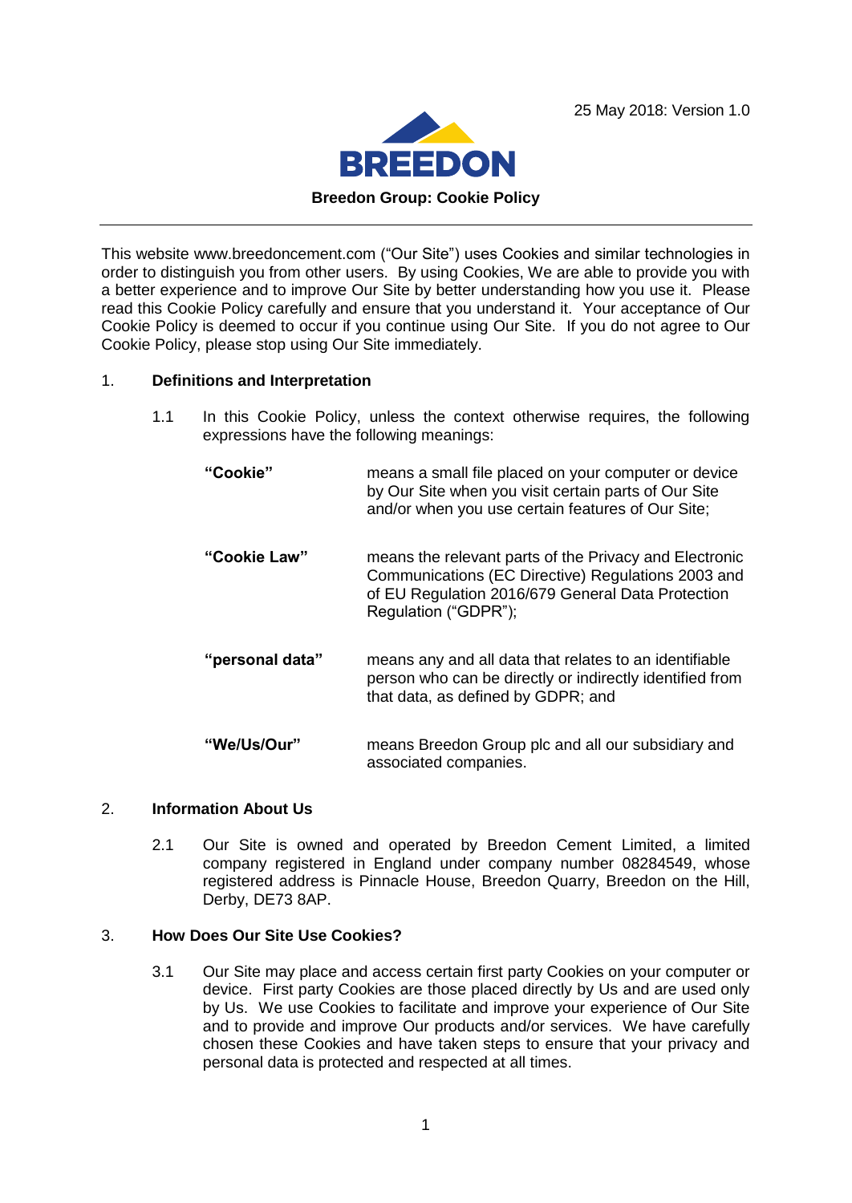25 May 2018: Version 1.0

BREEDON

**Breedon Group: Cookie Policy**

---

This website www.breedoncement.com ("Our Site") uses Cookies and similar technologies in order to distinguish you from other users. By using Cookies, We are able to provide you with a better experience and to improve Our Site by better understanding how you use it. Please read this Cookie Policy carefully and ensure that you understand it. Your acceptance of Our Cookie Policy is deemed to occur if you continue using Our Site. If you do not agree to Our Cookie Policy, please stop using Our Site immediately.

## 1. Definitions and Interpretation

1.1 In this Cookie Policy, unless the context otherwise requires, the following expressions have the following meanings:

| | |
|---|---|
| **"Cookie"** | means a small file placed on your computer or device by Our Site when you visit certain parts of Our Site and/or when you use certain features of Our Site; |
| **"Cookie Law"** | means the relevant parts of the Privacy and Electronic Communications (EC Directive) Regulations 2003 and of EU Regulation 2016/679 General Data Protection Regulation ("GDPR"); |
| **"personal data"** | means any and all data that relates to an identifiable person who can be directly or indirectly identified from that data, as defined by GDPR; and |
| **"We/Us/Our"** | means Breedon Group plc and all our subsidiary and associated companies. |

## 2. Information About Us

2.1 Our Site is owned and operated by Breedon Cement Limited, a limited company registered in England under company number 08284549, whose registered address is Pinnacle House, Breedon Quarry, Breedon on the Hill, Derby, DE73 8AP.

## 3. How Does Our Site Use Cookies?

3.1 Our Site may place and access certain first party Cookies on your computer or device. First party Cookies are those placed directly by Us and are used only by Us. We use Cookies to facilitate and improve your experience of Our Site and to provide and improve Our products and/or services. We have carefully chosen these Cookies and have taken steps to ensure that your privacy and personal data is protected and respected at all times.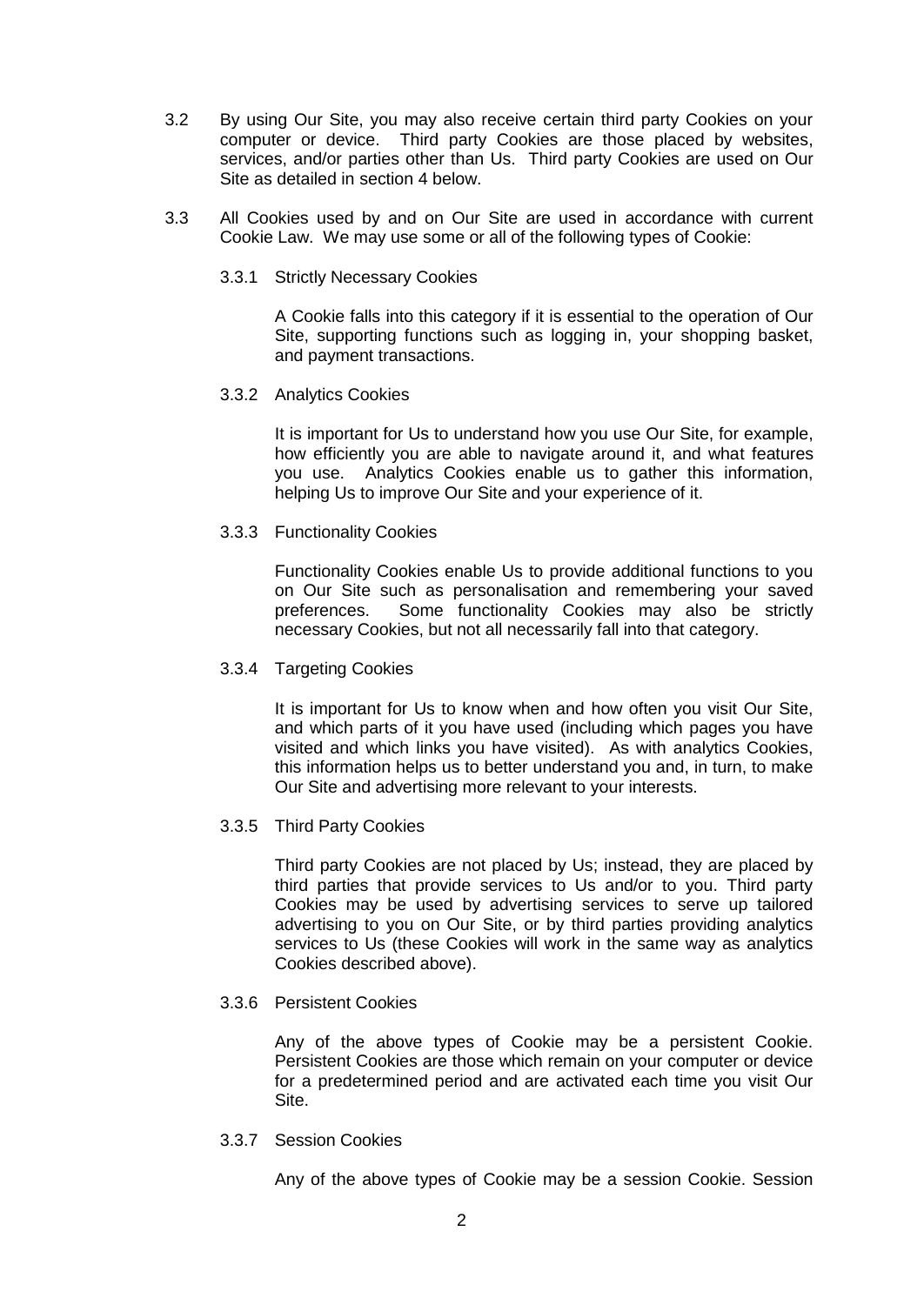3.2 By using Our Site, you may also receive certain third party Cookies on your computer or device. Third party Cookies are those placed by websites, services, and/or parties other than Us. Third party Cookies are used on Our Site as detailed in section 4 below.

3.3 All Cookies used by and on Our Site are used in accordance with current Cookie Law. We may use some or all of the following types of Cookie:

3.3.1 Strictly Necessary Cookies

A Cookie falls into this category if it is essential to the operation of Our Site, supporting functions such as logging in, your shopping basket, and payment transactions.

3.3.2 Analytics Cookies

It is important for Us to understand how you use Our Site, for example, how efficiently you are able to navigate around it, and what features you use. Analytics Cookies enable us to gather this information, helping Us to improve Our Site and your experience of it.

3.3.3 Functionality Cookies

Functionality Cookies enable Us to provide additional functions to you on Our Site such as personalisation and remembering your saved preferences. Some functionality Cookies may also be strictly necessary Cookies, but not all necessarily fall into that category.

3.3.4 Targeting Cookies

It is important for Us to know when and how often you visit Our Site, and which parts of it you have used (including which pages you have visited and which links you have visited). As with analytics Cookies, this information helps us to better understand you and, in turn, to make Our Site and advertising more relevant to your interests.

3.3.5 Third Party Cookies

Third party Cookies are not placed by Us; instead, they are placed by third parties that provide services to Us and/or to you. Third party Cookies may be used by advertising services to serve up tailored advertising to you on Our Site, or by third parties providing analytics services to Us (these Cookies will work in the same way as analytics Cookies described above).

3.3.6 Persistent Cookies

Any of the above types of Cookie may be a persistent Cookie. Persistent Cookies are those which remain on your computer or device for a predetermined period and are activated each time you visit Our Site.

3.3.7 Session Cookies

Any of the above types of Cookie may be a session Cookie. Session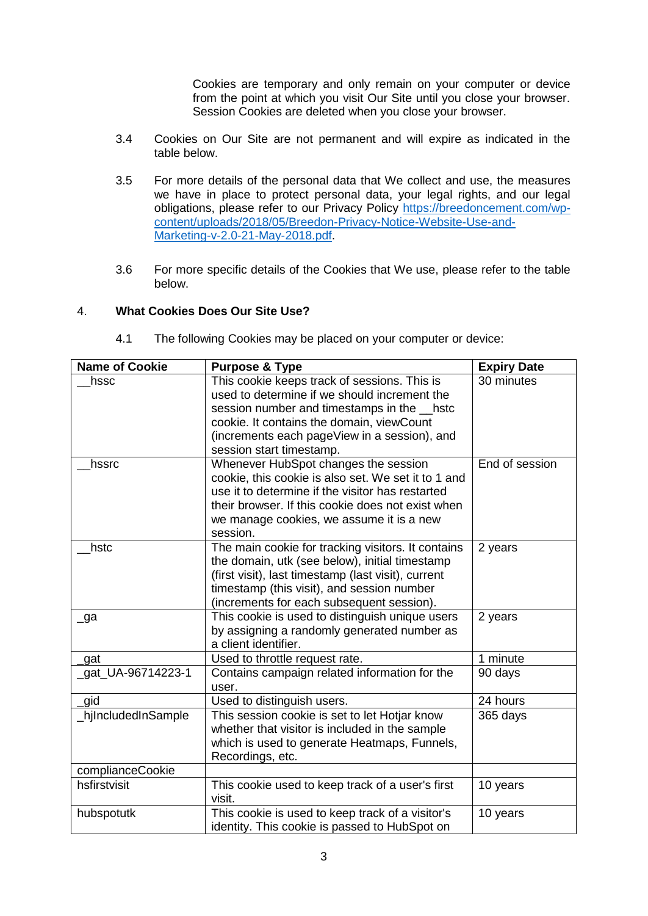Cookies are temporary and only remain on your computer or device from the point at which you visit Our Site until you close your browser. Session Cookies are deleted when you close your browser.

3.4 Cookies on Our Site are not permanent and will expire as indicated in the table below.

3.5 For more details of the personal data that We collect and use, the measures we have in place to protect personal data, your legal rights, and our legal obligations, please refer to our Privacy Policy [https://breedoncement.com/wp-content/uploads/2018/05/Breedon-Privacy-Notice-Website-Use-and-Marketing-v-2.0-21-May-2018.pdf](https://breedoncement.com/wp-content/uploads/2018/05/Breedon-Privacy-Notice-Website-Use-and-Marketing-v-2.0-21-May-2018.pdf).

3.6 For more specific details of the Cookies that We use, please refer to the table below.

## 4. What Cookies Does Our Site Use?

4.1 The following Cookies may be placed on your computer or device:

| Name of Cookie | Purpose & Type | Expiry Date |
|---|---|---|
| __hssc | This cookie keeps track of sessions. This is used to determine if we should increment the session number and timestamps in the __hstc cookie. It contains the domain, viewCount (increments each pageView in a session), and session start timestamp. | 30 minutes |
| __hssrc | Whenever HubSpot changes the session cookie, this cookie is also set. We set it to 1 and use it to determine if the visitor has restarted their browser. If this cookie does not exist when we manage cookies, we assume it is a new session. | End of session |
| __hstc | The main cookie for tracking visitors. It contains the domain, utk (see below), initial timestamp (first visit), last timestamp (last visit), current timestamp (this visit), and session number (increments for each subsequent session). | 2 years |
| _ga | This cookie is used to distinguish unique users by assigning a randomly generated number as a client identifier. | 2 years |
| _gat | Used to throttle request rate. | 1 minute |
| _gat_UA-96714223-1 | Contains campaign related information for the user. | 90 days |
| _gid | Used to distinguish users. | 24 hours |
| _hjIncludedInSample | This session cookie is set to let Hotjar know whether that visitor is included in the sample which is used to generate Heatmaps, Funnels, Recordings, etc. | 365 days |
| complianceCookie | | |
| hsfirstvisit | This cookie used to keep track of a user's first visit. | 10 years |
| hubspotutk | This cookie is used to keep track of a visitor's identity. This cookie is passed to HubSpot on | 10 years |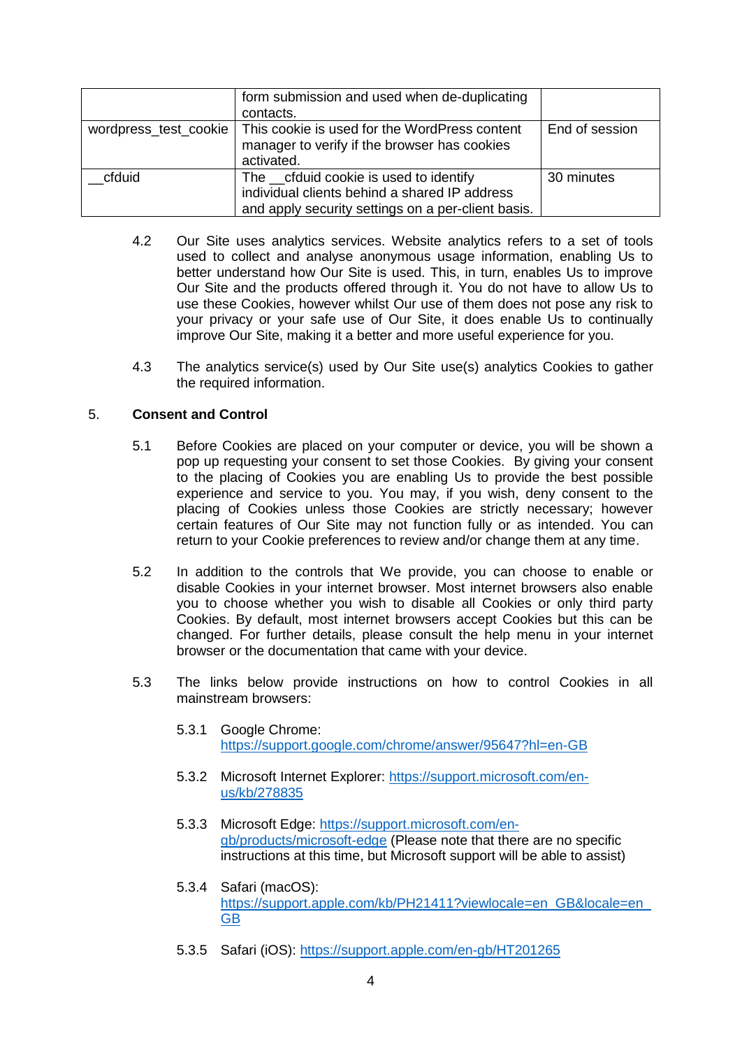| | | |
|---|---|---|
| | form submission and used when de-duplicating contacts. | |
| wordpress_test_cookie | This cookie is used for the WordPress content manager to verify if the browser has cookies activated. | End of session |
| __cfduid | The __cfduid cookie is used to identify individual clients behind a shared IP address and apply security settings on a per-client basis. | 30 minutes |

4.2 Our Site uses analytics services. Website analytics refers to a set of tools used to collect and analyse anonymous usage information, enabling Us to better understand how Our Site is used. This, in turn, enables Us to improve Our Site and the products offered through it. You do not have to allow Us to use these Cookies, however whilst Our use of them does not pose any risk to your privacy or your safe use of Our Site, it does enable Us to continually improve Our Site, making it a better and more useful experience for you.

4.3 The analytics service(s) used by Our Site use(s) analytics Cookies to gather the required information.

5. **Consent and Control**

5.1 Before Cookies are placed on your computer or device, you will be shown a pop up requesting your consent to set those Cookies. By giving your consent to the placing of Cookies you are enabling Us to provide the best possible experience and service to you. You may, if you wish, deny consent to the placing of Cookies unless those Cookies are strictly necessary; however certain features of Our Site may not function fully or as intended. You can return to your Cookie preferences to review and/or change them at any time.

5.2 In addition to the controls that We provide, you can choose to enable or disable Cookies in your internet browser. Most internet browsers also enable you to choose whether you wish to disable all Cookies or only third party Cookies. By default, most internet browsers accept Cookies but this can be changed. For further details, please consult the help menu in your internet browser or the documentation that came with your device.

5.3 The links below provide instructions on how to control Cookies in all mainstream browsers:

5.3.1 Google Chrome: https://support.google.com/chrome/answer/95647?hl=en-GB

5.3.2 Microsoft Internet Explorer: https://support.microsoft.com/en-us/kb/278835

5.3.3 Microsoft Edge: https://support.microsoft.com/en-gb/products/microsoft-edge (Please note that there are no specific instructions at this time, but Microsoft support will be able to assist)

5.3.4 Safari (macOS): https://support.apple.com/kb/PH21411?viewlocale=en_GB&locale=en_GB

5.3.5 Safari (iOS): https://support.apple.com/en-gb/HT201265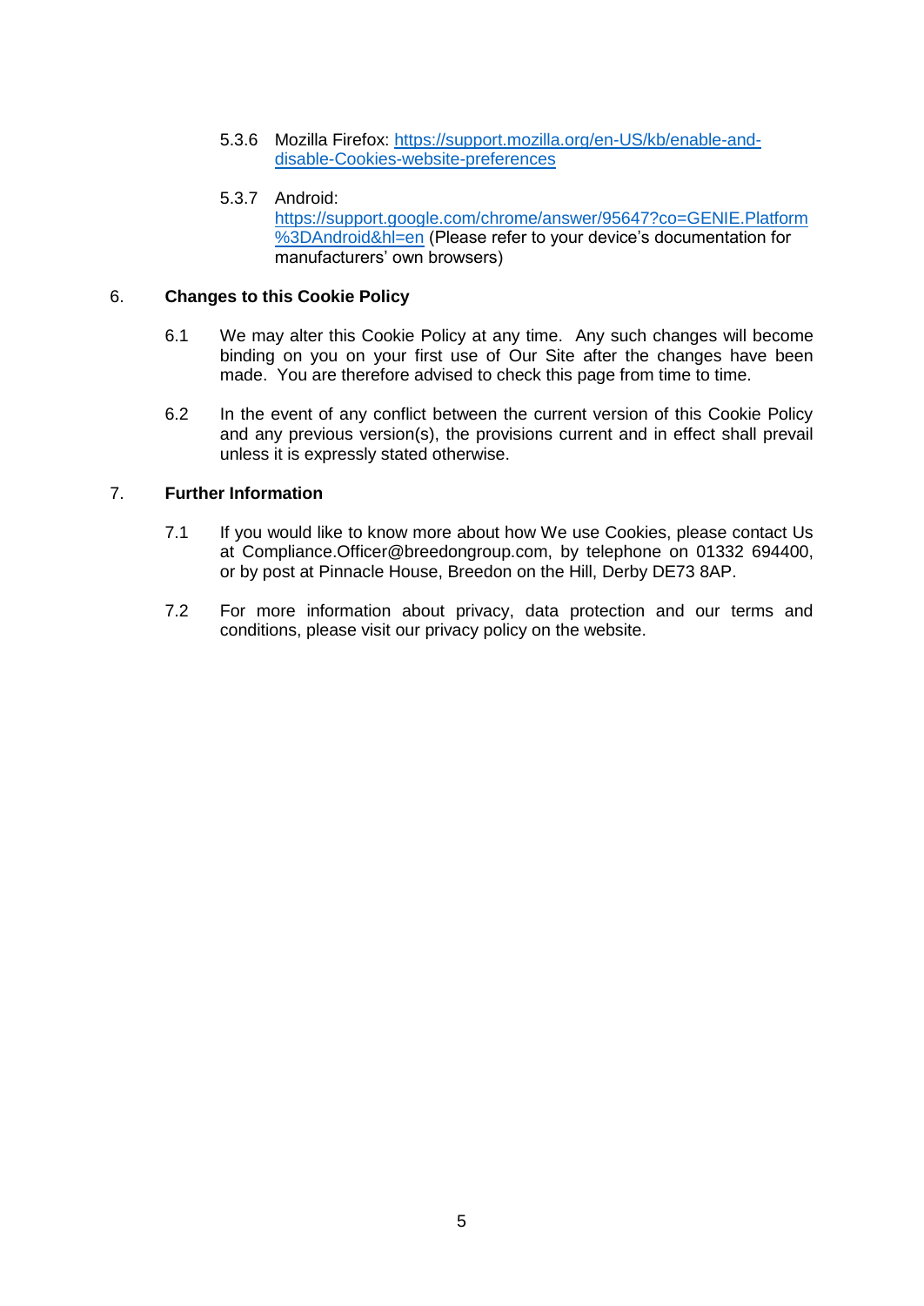5.3.6 Mozilla Firefox: [https://support.mozilla.org/en-US/kb/enable-and-disable-Cookies-website-preferences](https://support.mozilla.org/en-US/kb/enable-and-disable-Cookies-website-preferences)

5.3.7 Android: [https://support.google.com/chrome/answer/95647?co=GENIE.Platform%3DAndroid&hl=en](https://support.google.com/chrome/answer/95647?co=GENIE.Platform%3DAndroid&hl=en) (Please refer to your device's documentation for manufacturers' own browsers)

## 6. Changes to this Cookie Policy

6.1 We may alter this Cookie Policy at any time. Any such changes will become binding on you on your first use of Our Site after the changes have been made. You are therefore advised to check this page from time to time.

6.2 In the event of any conflict between the current version of this Cookie Policy and any previous version(s), the provisions current and in effect shall prevail unless it is expressly stated otherwise.

## 7. Further Information

7.1 If you would like to know more about how We use Cookies, please contact Us at Compliance.Officer@breedongroup.com, by telephone on 01332 694400, or by post at Pinnacle House, Breedon on the Hill, Derby DE73 8AP.

7.2 For more information about privacy, data protection and our terms and conditions, please visit our privacy policy on the website.